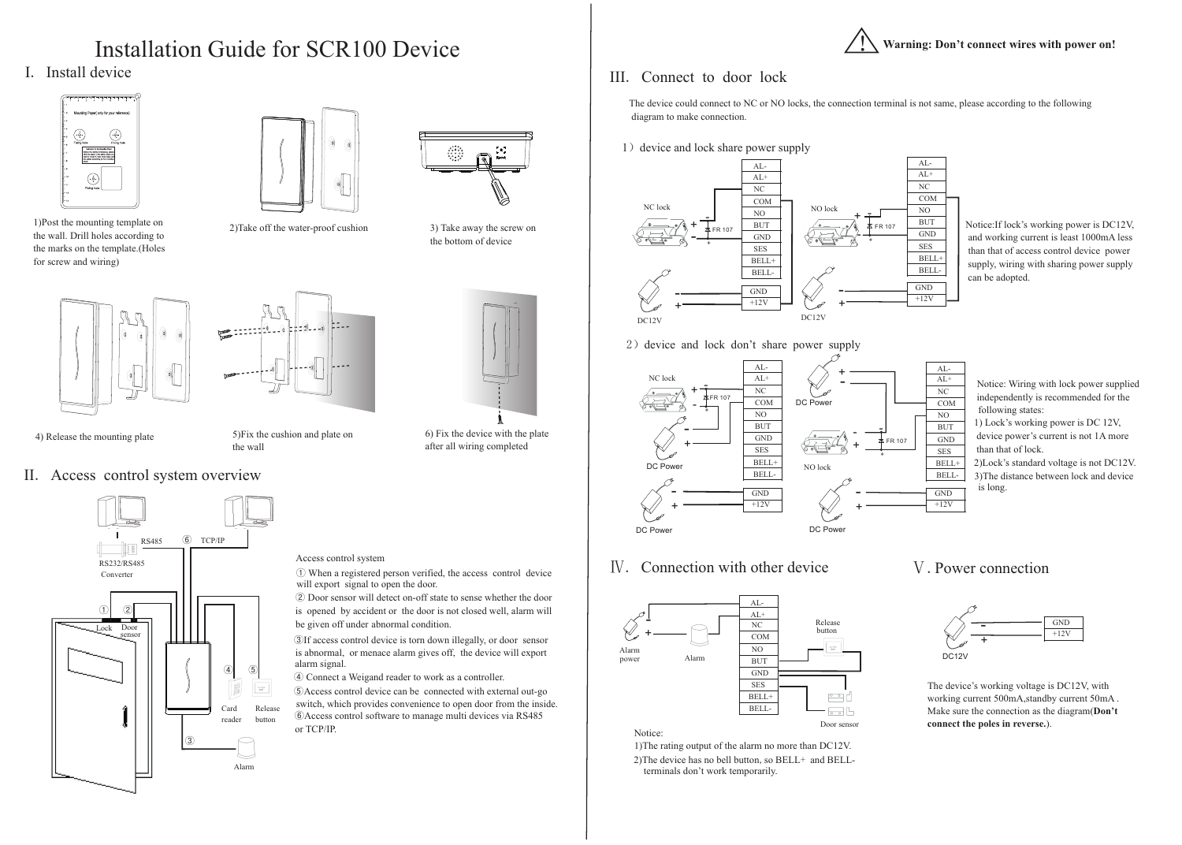# Installation Guide for SCR100 Device

## I. Install device

1)Post the mounting template on the wall. Drill holes according to the marks on the template.(Holes for screw and wiring)

2)Take off the water-proof cushion

3) Take away the screw on the bottom of device

4) Release the mounting plate

5)Fix the cushion and plate on the wall

6) Fix the device with the plate after all wiring completed

## II. Access control system overview

Access control system

① When a registered person verified, the access control device will export signal to open the door.

② Door sensor will detect on-off state to sense whether the door is opened by accident or the door is not closed well, alarm will be given off under abnormal condition.

③If access control device is torn down illegally, or door sensor is abnormal, or menace alarm gives off, the device will export alarm signal.

④ Connect a Weigand reader to work as a controller.

⑤Access control device can be connected with external out-go switch, which provides convenience to open door from the inside.

⑥Access control software to manage multi devices via RS485 or TCP/IP.

**Warning: Don't connect wires with power on!**

## III. Connect to door lock

The device could connect to NC or NO locks, the connection terminal is not same, please according to the following diagram to make connection.

1）device and lock share power supply

Notice:If lock's working power is DC12V, and working current is least 1000mA less than that of access control device power supply, wiring with sharing power supply can be adopted.

2）device and lock don't share power supply

Notice: Wiring with lock power supplied independently is recommended for the following states:

1) Lock's working power is DC 12V, device power's current is not 1A more than that of lock.

2)Lock's standard voltage is not DC12V.

3)The distance between lock and device is long.

## Ⅳ. Connection with other device

Notice:

1)The rating output of the alarm no more than DC12V.

2)The device has no bell button, so BELL+ and BELL- terminals don't work temporarily.

## Ⅴ. Power connection

The device's working voltage is DC12V, with working current 500mA,standby current 50mA . Make sure the connection as the diagram(**Don't connect the poles in reverse.**).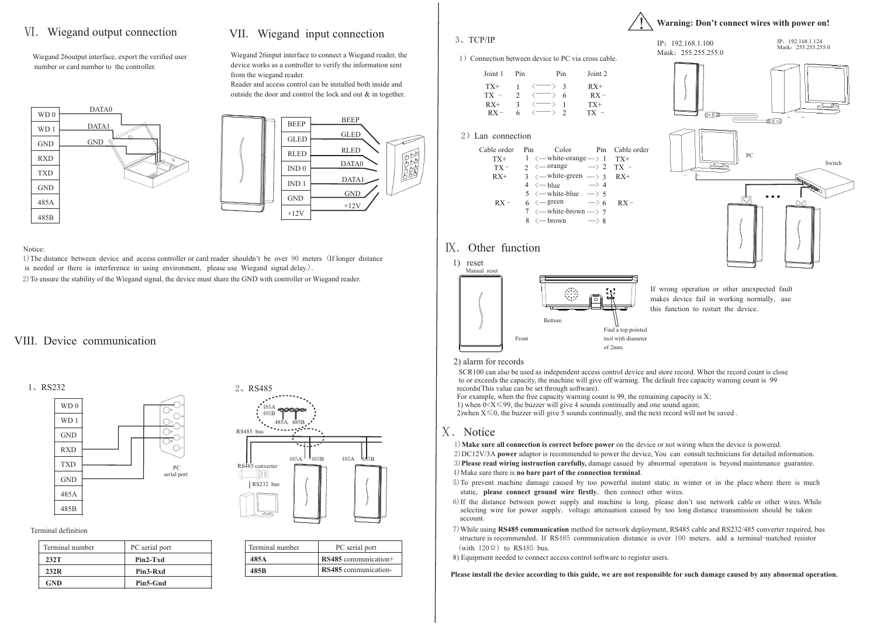## Ⅵ. Wiegand output connection

Wiegand 26output interface, export the verified user number or card number to the controller.

WD 0
WD 1
GND
RXD
TXD
GND
485A
485B

DATA0
DATA1
GND

## VII. Wiegand input connection

Wiegand 26input interface to connect a Wiegand reader, the device works as a controller to verify the information sent from the wiegand reader.
Reader and access control can be installed both inside and outside the door and control the lock and out & in together.

BEEP
GLED
RLED
IND 0
IND 1
GND
+12V

BEEP
GLED
RLED
DATA0
DATA1
GND
+12V

Notice:

1) The distance between device and access controller or card reader shouldn't be over 90 meters (If longer distance is needed or there is interference in using environment, please use Wiegand signal delay.).

2) To ensure the stability of the Wiegand signal, the device must share the GND with controller or Wiegand reader.

## VIII. Device communication

1、RS232

WD 0
WD 1
GND
RXD
TXD
GND
485A
485B

PC
serial port

Terminal definition

| Terminal number | PC serial port |
|---|---|
| **232T** | **Pin2-Txd** |
| **232R** | **Pin3-Rxd** |
| **GND** | **Pin5-Gnd** |

2、RS485

485A
485B
485A 485B
RS485 bus
485A 485B
485A 485B
RS485 converter
RS232 bus

| Terminal number | PC serial port |
|---|---|
| **485A** | **RS485** communication+ |
| **485B** | **RS485** communication- |

**Warning: Don't connect wires with power on!**

3、TCP/IP

1) Connection between device to PC via cross cable.

| Joint 1 | Pin | | Pin | Joint 2 |
|---|---|---|---|---|
| TX+ | 1 | <——> | 3 | RX+ |
| TX − | 2 | <——> | 6 | RX − |
| RX+ | 3 | <——> | 1 | TX+ |
| RX − | 6 | <——> | 2 | TX − |

IP：192.168.1.100
Mask：255.255.255.0

IP：192.168.1.124
Mask：255.255.255.0

2) Lan connection

| Cable order | Pin | Color | Pin | Cable order |
|---|---|---|---|---|
| TX+ | 1 | <— white-orange —> | 1 | TX+ |
| TX − | 2 | <— orange —> | 2 | TX − |
| RX+ | 3 | <— white-green —> | 3 | RX+ |
| | 4 | <— blue —> | 4 | |
| | 5 | <— white-blue —> | 5 | |
| RX − | 6 | <— green —> | 6 | RX − |
| | 7 | <— white-brown —> | 7 | |
| | 8 | <— brown —> | 8 | |

PC
Switch

## Ⅸ. Other function

1) reset

Manual reset

Front

Bottom

Find a top pointed tool with diameter of 2mm.

If wrong operation or other unexpected fault makes device fail in working normally, use this function to restart the device.

2) alarm for records

SCR100 can also be used as independent access control device and store record. When the record count is close to or exceeds the capacity, the machine will give off warning. The default free capacity warning count is 99 records(This value can be set through software).
For example, when the free capacity warning count is 99, the remaining capacity is X:
1) when $0<X\leq99$, the buzzer will give 4 sounds continually and one sound again;
2)when $X\leq0$, the buzzer will give 5 sounds continually, and the next record will not be saved .

## Ⅹ. Notice

1) **Make sure all connection is correct before power** on the device or not wiring when the device is powered.
2) DC12V/3A **power** adaptor is recommended to power the device, You can consult technicians for detailed information.
3) **Please read wiring instruction carefully,** damage casued by abnormal operation is beyond maintenance guarantee.
4) Make sure there is **no bare part of the connection terminal**.
5) To prevent machine damage caused by too powerful instant static in winter or in the place where there is much static, **please connect ground wire firstly**, then connect other wires.
6) If the distance between power supply and machine is long, please don't use network cable or other wires. While selecting wire for power supply, voltage attenuation caused by too long distance transmission should be taken account.
7) While using **RS485 communication** method for network deployment, RS485 cable and RS232/485 converter required, bus structure is recommended. If RS485 communication distance is over 100 meters, add a terminal-matched resistor (with 120Ω) to RS485 bus.
8) Equipment needed to connect access control software to register users.

**Please install the device according to this guide, we are not responsible for such damage caused by any abnormal operation.**